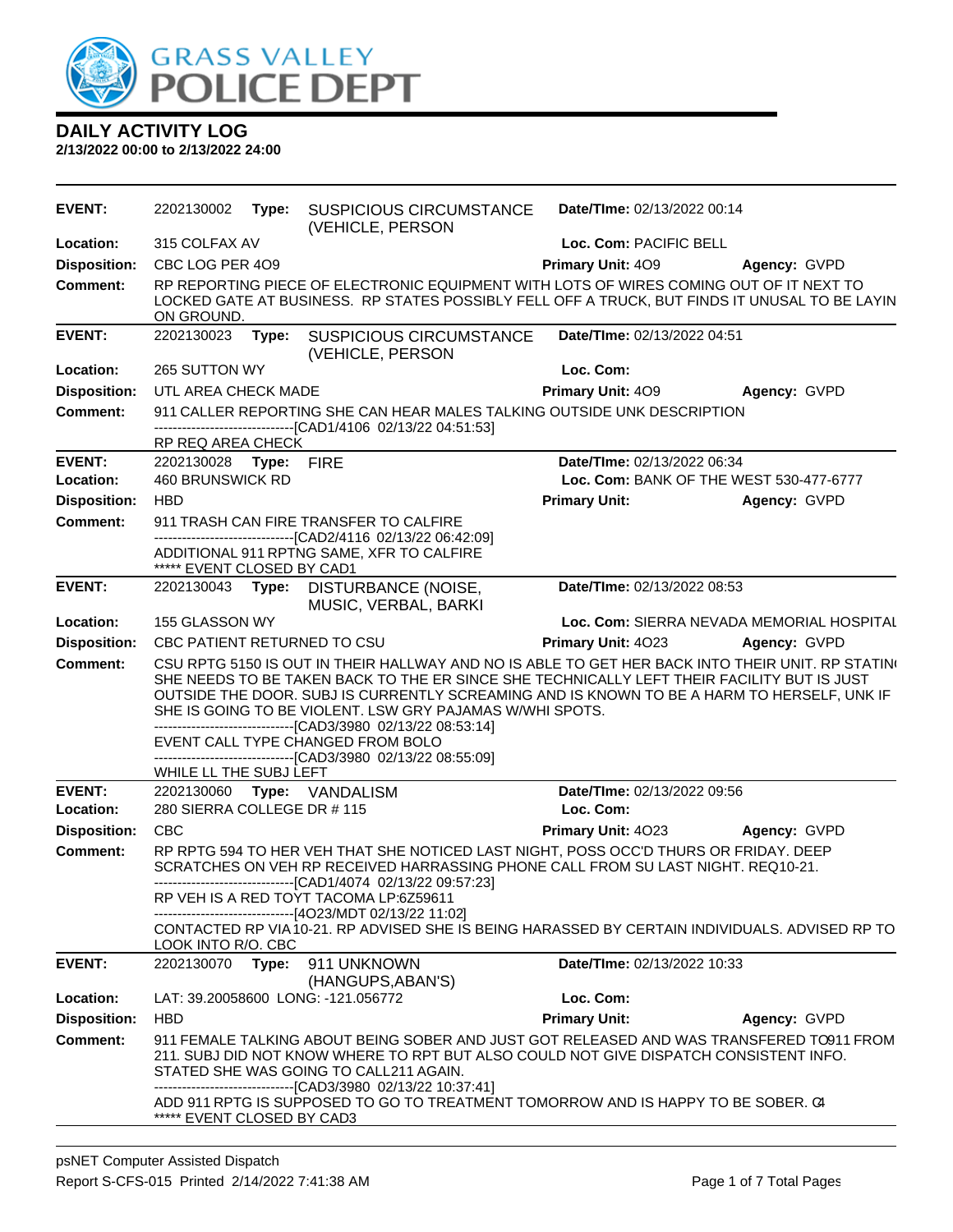# DAILY ACTIVITY LOG

**2/13/2022 00:00 to 2/13/2022 24:00**

| | | | | |
|---|---|---|---|---|
| **EVENT:** | 2202130002 **Type:** SUSPICIOUS CIRCUMSTANCE (VEHICLE, PERSON | **Date/TIme:** 02/13/2022 00:14 | | |
| **Location:** | 315 COLFAX AV | **Loc. Com:** PACIFIC BELL | | |
| **Disposition:** | CBC LOG PER 4O9 | **Primary Unit:** 4O9 | **Agency:** GVPD | |
| **Comment:** | RP REPORTING PIECE OF ELECTRONIC EQUIPMENT WITH LOTS OF WIRES COMING OUT OF IT NEXT TO LOCKED GATE AT BUSINESS. RP STATES POSSIBLY FELL OFF A TRUCK, BUT FINDS IT UNUSAL TO BE LAYIN ON GROUND. | | | |

| | | | | |
|---|---|---|---|---|
| **EVENT:** | 2202130023 **Type:** SUSPICIOUS CIRCUMSTANCE (VEHICLE, PERSON | **Date/TIme:** 02/13/2022 04:51 | | |
| **Location:** | 265 SUTTON WY | **Loc. Com:** | | |
| **Disposition:** | UTL AREA CHECK MADE | **Primary Unit:** 4O9 | **Agency:** GVPD | |
| **Comment:** | 911 CALLER REPORTING SHE CAN HEAR MALES TALKING OUTSIDE UNK DESCRIPTION<br>------------------------------[CAD1/4106 02/13/22 04:51:53]<br>RP REQ AREA CHECK | | | |

| | | | | |
|---|---|---|---|---|
| **EVENT:** | 2202130028 **Type:** FIRE | **Date/TIme:** 02/13/2022 06:34 | | |
| **Location:** | 460 BRUNSWICK RD | **Loc. Com:** BANK OF THE WEST 530-477-6777 | | |
| **Disposition:** | HBD | **Primary Unit:** | **Agency:** GVPD | |
| **Comment:** | 911 TRASH CAN FIRE TRANSFER TO CALFIRE<br>------------------------------[CAD2/4116 02/13/22 06:42:09]<br>ADDITIONAL 911 RPTNG SAME, XFR TO CALFIRE<br>***** EVENT CLOSED BY CAD1 | | | |

| | | | | |
|---|---|---|---|---|
| **EVENT:** | 2202130043 **Type:** DISTURBANCE (NOISE, MUSIC, VERBAL, BARKI | **Date/TIme:** 02/13/2022 08:53 | | |
| **Location:** | 155 GLASSON WY | **Loc. Com:** SIERRA NEVADA MEMORIAL HOSPITAL | | |
| **Disposition:** | CBC PATIENT RETURNED TO CSU | **Primary Unit:** 4O23 | **Agency:** GVPD | |
| **Comment:** | CSU RPTG 5150 IS OUT IN THEIR HALLWAY AND NO IS ABLE TO GET HER BACK INTO THEIR UNIT. RP STATIN SHE NEEDS TO BE TAKEN BACK TO THE ER SINCE SHE TECHNICALLY LEFT THEIR FACILITY BUT IS JUST OUTSIDE THE DOOR. SUBJ IS CURRENTLY SCREAMING AND IS KNOWN TO BE A HARM TO HERSELF, UNK IF SHE IS GOING TO BE VIOLENT. LSW GRY PAJAMAS W/WHI SPOTS.<br>------------------------------[CAD3/3980 02/13/22 08:53:14]<br>EVENT CALL TYPE CHANGED FROM BOLO<br>------------------------------[CAD3/3980 02/13/22 08:55:09]<br>WHILE LL THE SUBJ LEFT | | | |

| | | | | |
|---|---|---|---|---|
| **EVENT:** | 2202130060 **Type:** VANDALISM | **Date/TIme:** 02/13/2022 09:56 | | |
| **Location:** | 280 SIERRA COLLEGE DR # 115 | **Loc. Com:** | | |
| **Disposition:** | CBC | **Primary Unit:** 4O23 | **Agency:** GVPD | |
| **Comment:** | RP RPTG 594 TO HER VEH THAT SHE NOTICED LAST NIGHT, POSS OCC'D THURS OR FRIDAY. DEEP SCRATCHES ON VEH RP RECEIVED HARRASSING PHONE CALL FROM SU LAST NIGHT. REQ10-21.<br>------------------------------[CAD1/4074 02/13/22 09:57:23]<br>RP VEH IS A RED TOYT TACOMA LP:6Z59611<br>------------------------------[4O23/MDT 02/13/22 11:02]<br>CONTACTED RP VIA 10-21. RP ADVISED SHE IS BEING HARASSED BY CERTAIN INDIVIDUALS. ADVISED RP TO LOOK INTO R/O. CBC | | | |

| | | | | |
|---|---|---|---|---|
| **EVENT:** | 2202130070 **Type:** 911 UNKNOWN (HANGUPS,ABAN'S) | **Date/TIme:** 02/13/2022 10:33 | | |
| **Location:** | LAT: 39.20058600 LONG: -121.056772 | **Loc. Com:** | | |
| **Disposition:** | HBD | **Primary Unit:** | **Agency:** GVPD | |
| **Comment:** | 911 FEMALE TALKING ABOUT BEING SOBER AND JUST GOT RELEASED AND WAS TRANSFERED TO911 FROM 211. SUBJ DID NOT KNOW WHERE TO RPT BUT ALSO COULD NOT GIVE DISPATCH CONSISTENT INFO. STATED SHE WAS GOING TO CALL211 AGAIN.<br>------------------------------[CAD3/3980 02/13/22 10:37:41]<br>ADD 911 RPTG IS SUPPOSED TO GO TO TREATMENT TOMORROW AND IS HAPPY TO BE SOBER. C4<br>***** EVENT CLOSED BY CAD3 | | | |

psNET Computer Assisted Dispatch
Report S-CFS-015 Printed 2/14/2022 7:41:38 AM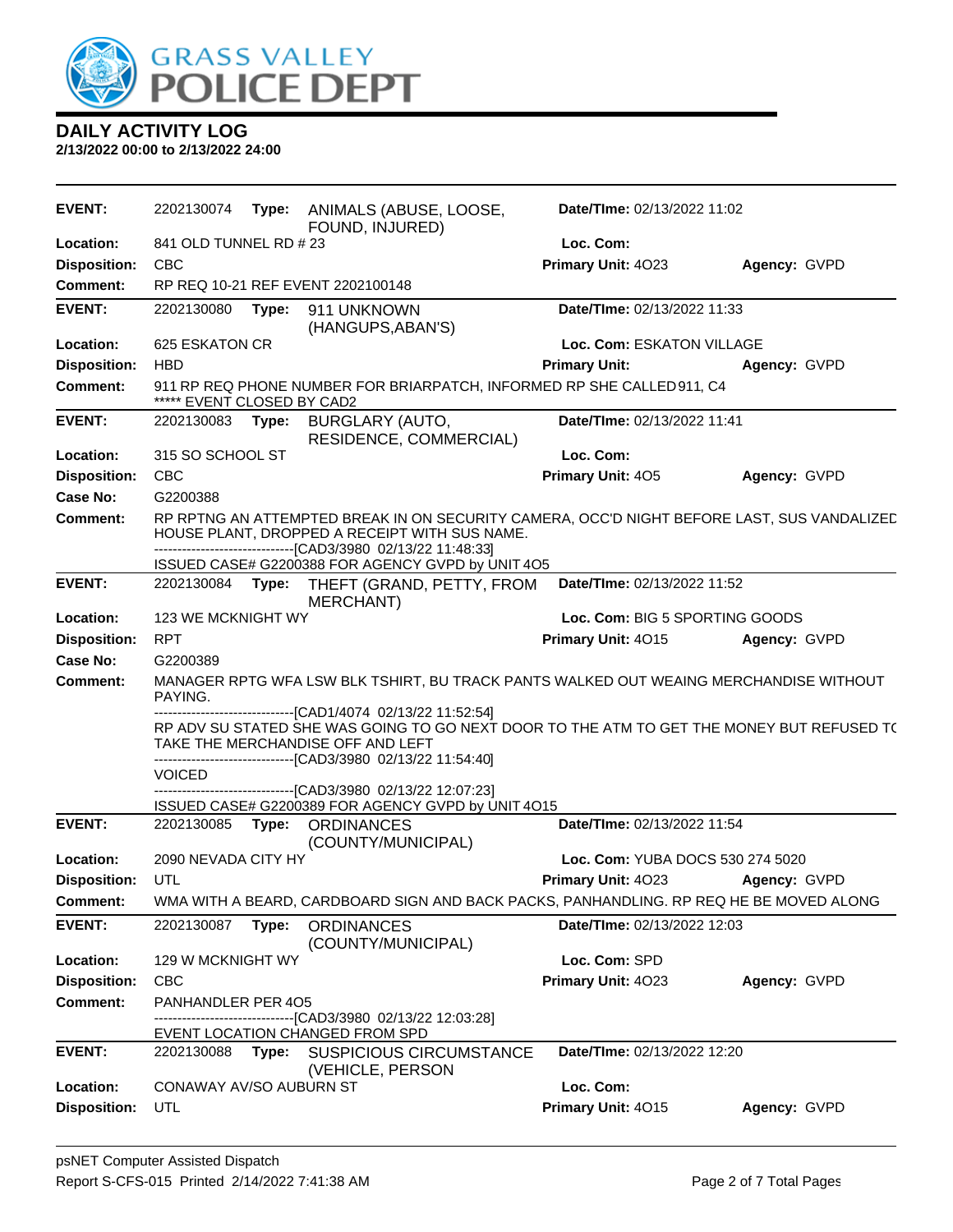# DAILY ACTIVITY LOG

**2/13/2022 00:00 to 2/13/2022 24:00**

---

**EVENT:** 2202130074 **Type:** ANIMALS (ABUSE, LOOSE, FOUND, INJURED) **Date/TIme:** 02/13/2022 11:02
**Location:** 841 OLD TUNNEL RD # 23 **Loc. Com:**
**Disposition:** CBC **Primary Unit:** 4O23 **Agency:** GVPD
**Comment:** RP REQ 10-21 REF EVENT 2202100148

---

**EVENT:** 2202130080 **Type:** 911 UNKNOWN (HANGUPS,ABAN'S) **Date/TIme:** 02/13/2022 11:33
**Location:** 625 ESKATON CR **Loc. Com:** ESKATON VILLAGE
**Disposition:** HBD **Primary Unit:** **Agency:** GVPD
**Comment:** 911 RP REQ PHONE NUMBER FOR BRIARPATCH, INFORMED RP SHE CALLED 911, C4
***** EVENT CLOSED BY CAD2

---

**EVENT:** 2202130083 **Type:** BURGLARY (AUTO, RESIDENCE, COMMERCIAL) **Date/TIme:** 02/13/2022 11:41
**Location:** 315 SO SCHOOL ST **Loc. Com:**
**Disposition:** CBC **Primary Unit:** 4O5 **Agency:** GVPD
**Case No:** G2200388
**Comment:** RP RPTNG AN ATTEMPTED BREAK IN ON SECURITY CAMERA, OCC'D NIGHT BEFORE LAST, SUS VANDALIZED HOUSE PLANT, DROPPED A RECEIPT WITH SUS NAME.
------------------------------[CAD3/3980 02/13/22 11:48:33]
ISSUED CASE# G2200388 FOR AGENCY GVPD by UNIT 4O5

---

**EVENT:** 2202130084 **Type:** THEFT (GRAND, PETTY, FROM MERCHANT) **Date/TIme:** 02/13/2022 11:52
**Location:** 123 WE MCKNIGHT WY **Loc. Com:** BIG 5 SPORTING GOODS
**Disposition:** RPT **Primary Unit:** 4O15 **Agency:** GVPD
**Case No:** G2200389
**Comment:** MANAGER RPTG WFA LSW BLK TSHIRT, BU TRACK PANTS WALKED OUT WEAING MERCHANDISE WITHOUT PAYING.
------------------------------[CAD1/4074 02/13/22 11:52:54]
RP ADV SU STATED SHE WAS GOING TO GO NEXT DOOR TO THE ATM TO GET THE MONEY BUT REFUSED TO TAKE THE MERCHANDISE OFF AND LEFT
------------------------------[CAD3/3980 02/13/22 11:54:40]
VOICED
------------------------------[CAD3/3980 02/13/22 12:07:23]
ISSUED CASE# G2200389 FOR AGENCY GVPD by UNIT 4O15

---

**EVENT:** 2202130085 **Type:** ORDINANCES (COUNTY/MUNICIPAL) **Date/TIme:** 02/13/2022 11:54
**Location:** 2090 NEVADA CITY HY **Loc. Com:** YUBA DOCS 530 274 5020
**Disposition:** UTL **Primary Unit:** 4O23 **Agency:** GVPD
**Comment:** WMA WITH A BEARD, CARDBOARD SIGN AND BACK PACKS, PANHANDLING. RP REQ HE BE MOVED ALONG

---

**EVENT:** 2202130087 **Type:** ORDINANCES (COUNTY/MUNICIPAL) **Date/TIme:** 02/13/2022 12:03
**Location:** 129 W MCKNIGHT WY **Loc. Com:** SPD
**Disposition:** CBC **Primary Unit:** 4O23 **Agency:** GVPD
**Comment:** PANHANDLER PER 4O5
------------------------------[CAD3/3980 02/13/22 12:03:28]
EVENT LOCATION CHANGED FROM SPD

---

**EVENT:** 2202130088 **Type:** SUSPICIOUS CIRCUMSTANCE (VEHICLE, PERSON **Date/TIme:** 02/13/2022 12:20
**Location:** CONAWAY AV/SO AUBURN ST **Loc. Com:**
**Disposition:** UTL **Primary Unit:** 4O15 **Agency:** GVPD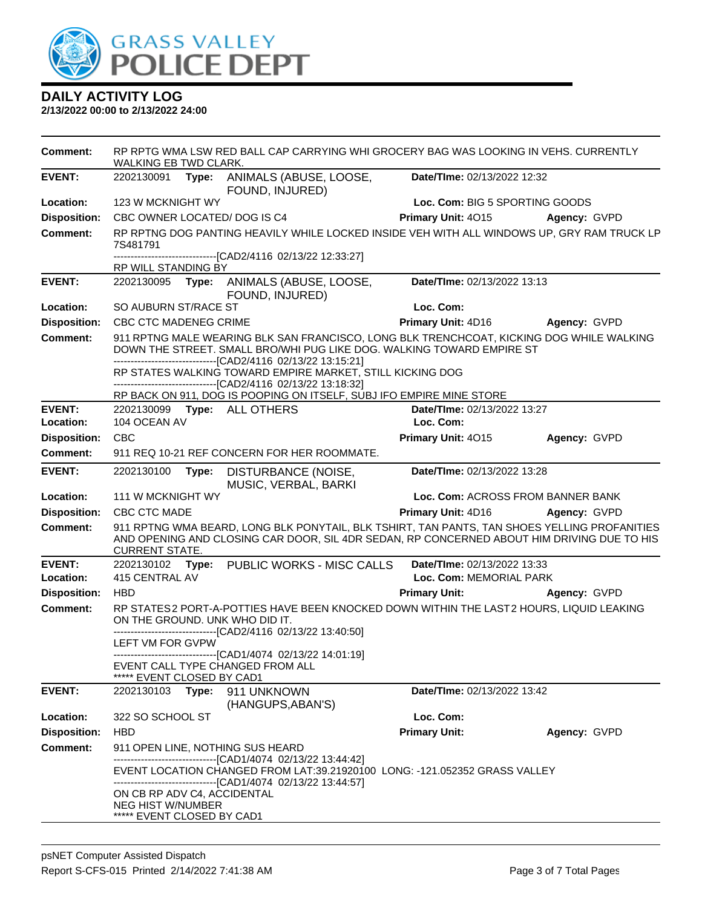# DAILY ACTIVITY LOG

**2/13/2022 00:00 to 2/13/2022 24:00**

**Comment:** RP RPTG WMA LSW RED BALL CAP CARRYING WHI GROCERY BAG WAS LOOKING IN VEHS. CURRENTLY WALKING EB TWD CLARK.

---

**EVENT:** 2202130091 **Type:** ANIMALS (ABUSE, LOOSE, FOUND, INJURED) **Date/TIme:** 02/13/2022 12:32

**Location:** 123 W MCKNIGHT WY **Loc. Com:** BIG 5 SPORTING GOODS

**Disposition:** CBC OWNER LOCATED/ DOG IS C4 **Primary Unit:** 4O15 **Agency:** GVPD

**Comment:** RP RPTNG DOG PANTING HEAVILY WHILE LOCKED INSIDE VEH WITH ALL WINDOWS UP, GRY RAM TRUCK LP 7S481791

------------------------------[CAD2/4116 02/13/22 12:33:27]

RP WILL STANDING BY

---

**EVENT:** 2202130095 **Type:** ANIMALS (ABUSE, LOOSE, FOUND, INJURED) **Date/TIme:** 02/13/2022 13:13

**Location:** SO AUBURN ST/RACE ST **Loc. Com:**

**Disposition:** CBC CTC MADENEG CRIME **Primary Unit:** 4D16 **Agency:** GVPD

**Comment:** 911 RPTNG MALE WEARING BLK SAN FRANCISCO, LONG BLK TRENCHCOAT, KICKING DOG WHILE WALKING DOWN THE STREET. SMALL BRO/WHI PUG LIKE DOG. WALKING TOWARD EMPIRE ST

------------------------------[CAD2/4116 02/13/22 13:15:21]

RP STATES WALKING TOWARD EMPIRE MARKET, STILL KICKING DOG

------------------------------[CAD2/4116 02/13/22 13:18:32]

RP BACK ON 911, DOG IS POOPING ON ITSELF, SUBJ IFO EMPIRE MINE STORE

---

**EVENT:** 2202130099 **Type:** ALL OTHERS **Date/TIme:** 02/13/2022 13:27

**Location:** 104 OCEAN AV **Loc. Com:**

**Disposition:** CBC **Primary Unit:** 4O15 **Agency:** GVPD

**Comment:** 911 REQ 10-21 REF CONCERN FOR HER ROOMMATE.

---

**EVENT:** 2202130100 **Type:** DISTURBANCE (NOISE, MUSIC, VERBAL, BARKI **Date/TIme:** 02/13/2022 13:28

**Location:** 111 W MCKNIGHT WY **Loc. Com:** ACROSS FROM BANNER BANK

**Disposition:** CBC CTC MADE **Primary Unit:** 4D16 **Agency:** GVPD

**Comment:** 911 RPTNG WMA BEARD, LONG BLK PONYTAIL, BLK TSHIRT, TAN PANTS, TAN SHOES YELLING PROFANITIES AND OPENING AND CLOSING CAR DOOR, SIL 4DR SEDAN, RP CONCERNED ABOUT HIM DRIVING DUE TO HIS CURRENT STATE.

---

**EVENT:** 2202130102 **Type:** PUBLIC WORKS - MISC CALLS **Date/TIme:** 02/13/2022 13:33

**Location:** 415 CENTRAL AV **Loc. Com:** MEMORIAL PARK

**Disposition:** HBD **Primary Unit:** **Agency:** GVPD

**Comment:** RP STATES2 PORT-A-POTTIES HAVE BEEN KNOCKED DOWN WITHIN THE LAST2 HOURS, LIQUID LEAKING ON THE GROUND. UNK WHO DID IT.

------------------------------[CAD2/4116 02/13/22 13:40:50]

LEFT VM FOR GVPW

------------------------------[CAD1/4074 02/13/22 14:01:19]

EVENT CALL TYPE CHANGED FROM ALL

***** EVENT CLOSED BY CAD1

---

**EVENT:** 2202130103 **Type:** 911 UNKNOWN (HANGUPS,ABAN'S) **Date/TIme:** 02/13/2022 13:42

**Location:** 322 SO SCHOOL ST **Loc. Com:**

**Disposition:** HBD **Primary Unit:** **Agency:** GVPD

**Comment:** 911 OPEN LINE, NOTHING SUS HEARD

------------------------------[CAD1/4074 02/13/22 13:44:42]

EVENT LOCATION CHANGED FROM LAT:39.21920100 LONG: -121.052352 GRASS VALLEY

------------------------------[CAD1/4074 02/13/22 13:44:57]

ON CB RP ADV C4, ACCIDENTAL

NEG HIST W/NUMBER

***** EVENT CLOSED BY CAD1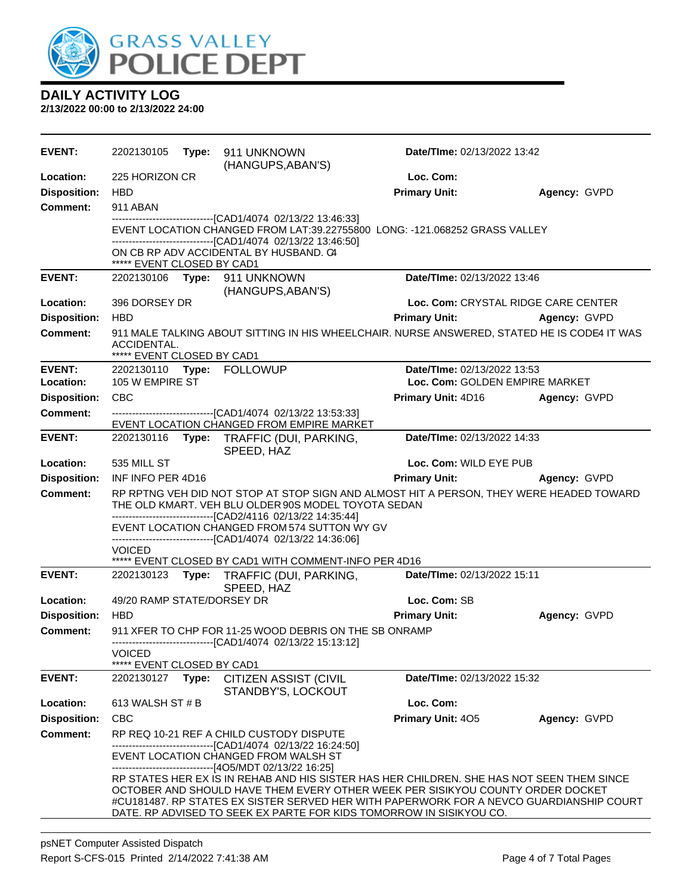# GRASS VALLEY POLICE DEPT

## DAILY ACTIVITY LOG

**2/13/2022 00:00 to 2/13/2022 24:00**

---

**EVENT:** 2202130105 **Type:** 911 UNKNOWN (HANGUPS,ABAN'S) **Date/TIme:** 02/13/2022 13:42
**Location:** 225 HORIZON CR **Loc. Com:**
**Disposition:** HBD **Primary Unit:** **Agency:** GVPD
**Comment:** 911 ABAN

------------------------------[CAD1/4074 02/13/22 13:46:33]
EVENT LOCATION CHANGED FROM LAT:39.22755800 LONG: -121.068252 GRASS VALLEY
------------------------------[CAD1/4074 02/13/22 13:46:50]
ON CB RP ADV ACCIDENTAL BY HUSBAND. C4
***** EVENT CLOSED BY CAD1

---

**EVENT:** 2202130106 **Type:** 911 UNKNOWN (HANGUPS,ABAN'S) **Date/TIme:** 02/13/2022 13:46
**Location:** 396 DORSEY DR **Loc. Com:** CRYSTAL RIDGE CARE CENTER
**Disposition:** HBD **Primary Unit:** **Agency:** GVPD
**Comment:** 911 MALE TALKING ABOUT SITTING IN HIS WHEELCHAIR. NURSE ANSWERED, STATED HE IS CODE4 IT WAS ACCIDENTAL.
***** EVENT CLOSED BY CAD1

---

**EVENT:** 2202130110 **Type:** FOLLOWUP **Date/TIme:** 02/13/2022 13:53
**Location:** 105 W EMPIRE ST **Loc. Com:** GOLDEN EMPIRE MARKET
**Disposition:** CBC **Primary Unit:** 4D16 **Agency:** GVPD
**Comment:** ------------------------------[CAD1/4074 02/13/22 13:53:33]
EVENT LOCATION CHANGED FROM EMPIRE MARKET

---

**EVENT:** 2202130116 **Type:** TRAFFIC (DUI, PARKING, SPEED, HAZ **Date/TIme:** 02/13/2022 14:33
**Location:** 535 MILL ST **Loc. Com:** WILD EYE PUB
**Disposition:** INF INFO PER 4D16 **Primary Unit:** **Agency:** GVPD
**Comment:** RP RPTNG VEH DID NOT STOP AT STOP SIGN AND ALMOST HIT A PERSON, THEY WERE HEADED TOWARD THE OLD KMART. VEH BLU OLDER 90S MODEL TOYOTA SEDAN

------------------------------[CAD2/4116 02/13/22 14:35:44]
EVENT LOCATION CHANGED FROM 574 SUTTON WY GV
------------------------------[CAD1/4074 02/13/22 14:36:06]
VOICED
***** EVENT CLOSED BY CAD1 WITH COMMENT-INFO PER 4D16

---

**EVENT:** 2202130123 **Type:** TRAFFIC (DUI, PARKING, SPEED, HAZ **Date/TIme:** 02/13/2022 15:11
**Location:** 49/20 RAMP STATE/DORSEY DR **Loc. Com:** SB
**Disposition:** HBD **Primary Unit:** **Agency:** GVPD
**Comment:** 911 XFER TO CHP FOR 11-25 WOOD DEBRIS ON THE SB ONRAMP

------------------------------[CAD1/4074 02/13/22 15:13:12]
VOICED
***** EVENT CLOSED BY CAD1

---

**EVENT:** 2202130127 **Type:** CITIZEN ASSIST (CIVIL STANDBY'S, LOCKOUT **Date/TIme:** 02/13/2022 15:32
**Location:** 613 WALSH ST # B **Loc. Com:**
**Disposition:** CBC **Primary Unit:** 4O5 **Agency:** GVPD
**Comment:** RP REQ 10-21 REF A CHILD CUSTODY DISPUTE

------------------------------[CAD1/4074 02/13/22 16:24:50]
EVENT LOCATION CHANGED FROM WALSH ST
------------------------------[4O5/MDT 02/13/22 16:25]
RP STATES HER EX IS IN REHAB AND HIS SISTER HAS HER CHILDREN. SHE HAS NOT SEEN THEM SINCE OCTOBER AND SHOULD HAVE THEM EVERY OTHER WEEK PER SISIKYOU COUNTY ORDER DOCKET #CU181487. RP STATES EX SISTER SERVED HER WITH PAPERWORK FOR A NEVCO GUARDIANSHIP COURT DATE. RP ADVISED TO SEEK EX PARTE FOR KIDS TOMORROW IN SISIKYOU CO.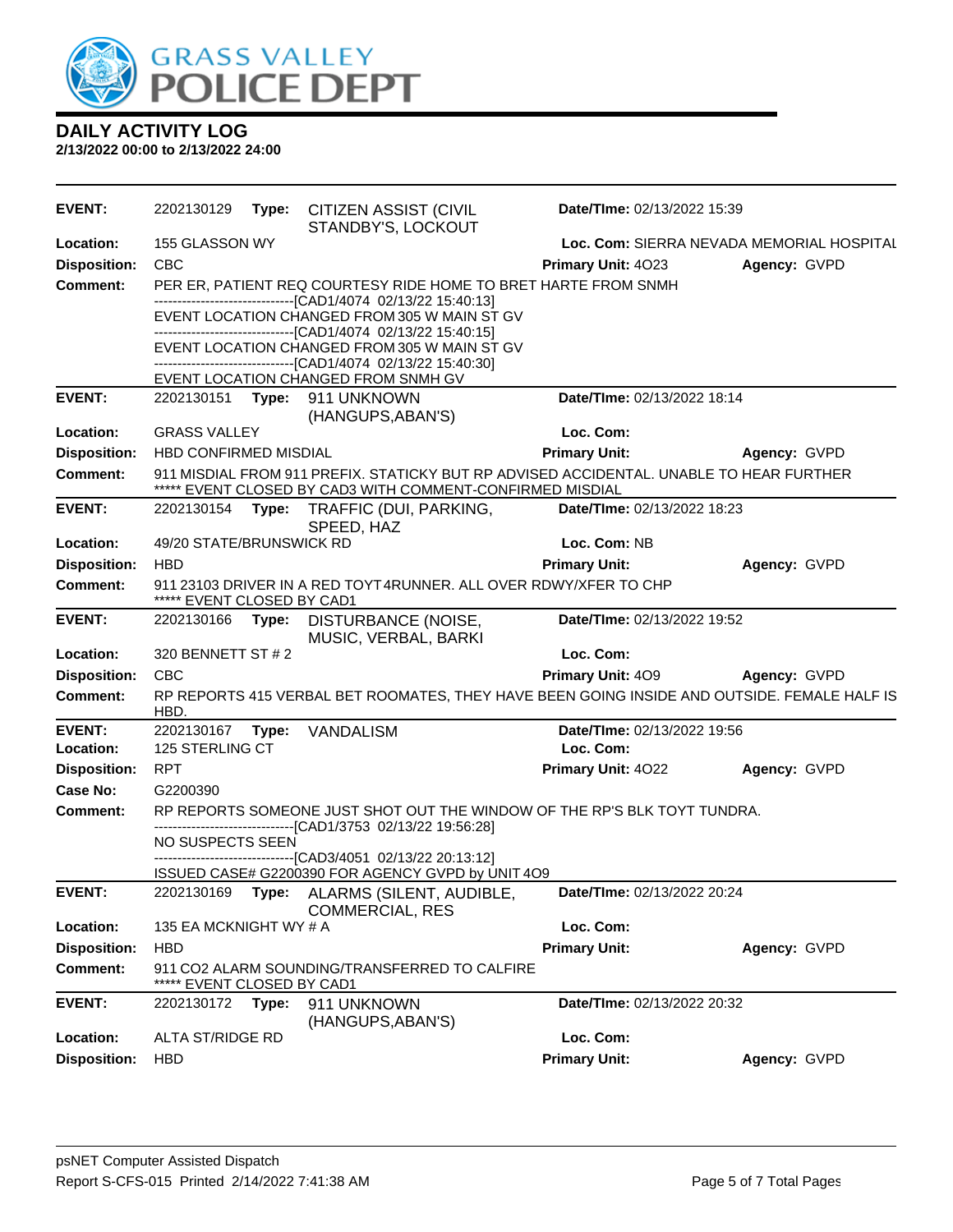# DAILY ACTIVITY LOG

**2/13/2022 00:00 to 2/13/2022 24:00**

| | | | |
|---|---|---|---|
| **EVENT:** | 2202130129 **Type:** CITIZEN ASSIST (CIVIL STANDBY'S, LOCKOUT | **Date/TIme:** 02/13/2022 15:39 | |
| **Location:** | 155 GLASSON WY | **Loc. Com:** SIERRA NEVADA MEMORIAL HOSPITAL | |
| **Disposition:** | CBC | **Primary Unit:** 4O23 | **Agency:** GVPD |
| **Comment:** | PER ER, PATIENT REQ COURTESY RIDE HOME TO BRET HARTE FROM SNMH<br>------------------------------[CAD1/4074 02/13/22 15:40:13]<br>EVENT LOCATION CHANGED FROM 305 W MAIN ST GV<br>------------------------------[CAD1/4074 02/13/22 15:40:15]<br>EVENT LOCATION CHANGED FROM 305 W MAIN ST GV<br>------------------------------[CAD1/4074 02/13/22 15:40:30]<br>EVENT LOCATION CHANGED FROM SNMH GV | | |

| | | | |
|---|---|---|---|
| **EVENT:** | 2202130151 **Type:** 911 UNKNOWN (HANGUPS,ABAN'S) | **Date/TIme:** 02/13/2022 18:14 | |
| **Location:** | GRASS VALLEY | **Loc. Com:** | |
| **Disposition:** | HBD CONFIRMED MISDIAL | **Primary Unit:** | **Agency:** GVPD |
| **Comment:** | 911 MISDIAL FROM 911 PREFIX. STATICKY BUT RP ADVISED ACCIDENTAL. UNABLE TO HEAR FURTHER<br>***** EVENT CLOSED BY CAD3 WITH COMMENT-CONFIRMED MISDIAL | | |

| | | | |
|---|---|---|---|
| **EVENT:** | 2202130154 **Type:** TRAFFIC (DUI, PARKING, SPEED, HAZ | **Date/TIme:** 02/13/2022 18:23 | |
| **Location:** | 49/20 STATE/BRUNSWICK RD | **Loc. Com:** NB | |
| **Disposition:** | HBD | **Primary Unit:** | **Agency:** GVPD |
| **Comment:** | 911 23103 DRIVER IN A RED TOYT 4RUNNER. ALL OVER RDWY/XFER TO CHP<br>***** EVENT CLOSED BY CAD1 | | |

| | | | |
|---|---|---|---|
| **EVENT:** | 2202130166 **Type:** DISTURBANCE (NOISE, MUSIC, VERBAL, BARKI | **Date/TIme:** 02/13/2022 19:52 | |
| **Location:** | 320 BENNETT ST # 2 | **Loc. Com:** | |
| **Disposition:** | CBC | **Primary Unit:** 4O9 | **Agency:** GVPD |
| **Comment:** | RP REPORTS 415 VERBAL BET ROOMATES, THEY HAVE BEEN GOING INSIDE AND OUTSIDE. FEMALE HALF IS HBD. | | |

| | | | |
|---|---|---|---|
| **EVENT:** | 2202130167 **Type:** VANDALISM | **Date/TIme:** 02/13/2022 19:56 | |
| **Location:** | 125 STERLING CT | **Loc. Com:** | |
| **Disposition:** | RPT | **Primary Unit:** 4O22 | **Agency:** GVPD |
| **Case No:** | G2200390 | | |
| **Comment:** | RP REPORTS SOMEONE JUST SHOT OUT THE WINDOW OF THE RP'S BLK TOYT TUNDRA.<br>------------------------------[CAD1/3753 02/13/22 19:56:28]<br>NO SUSPECTS SEEN<br>------------------------------[CAD3/4051 02/13/22 20:13:12]<br>ISSUED CASE# G2200390 FOR AGENCY GVPD by UNIT 4O9 | | |

| | | | |
|---|---|---|---|
| **EVENT:** | 2202130169 **Type:** ALARMS (SILENT, AUDIBLE, COMMERCIAL, RES | **Date/TIme:** 02/13/2022 20:24 | |
| **Location:** | 135 EA MCKNIGHT WY # A | **Loc. Com:** | |
| **Disposition:** | HBD | **Primary Unit:** | **Agency:** GVPD |
| **Comment:** | 911 CO2 ALARM SOUNDING/TRANSFERRED TO CALFIRE<br>***** EVENT CLOSED BY CAD1 | | |

| | | | |
|---|---|---|---|
| **EVENT:** | 2202130172 **Type:** 911 UNKNOWN (HANGUPS,ABAN'S) | **Date/TIme:** 02/13/2022 20:32 | |
| **Location:** | ALTA ST/RIDGE RD | **Loc. Com:** | |
| **Disposition:** | HBD | **Primary Unit:** | **Agency:** GVPD |

psNET Computer Assisted Dispatch
Report S-CFS-015 Printed 2/14/2022 7:41:38 AM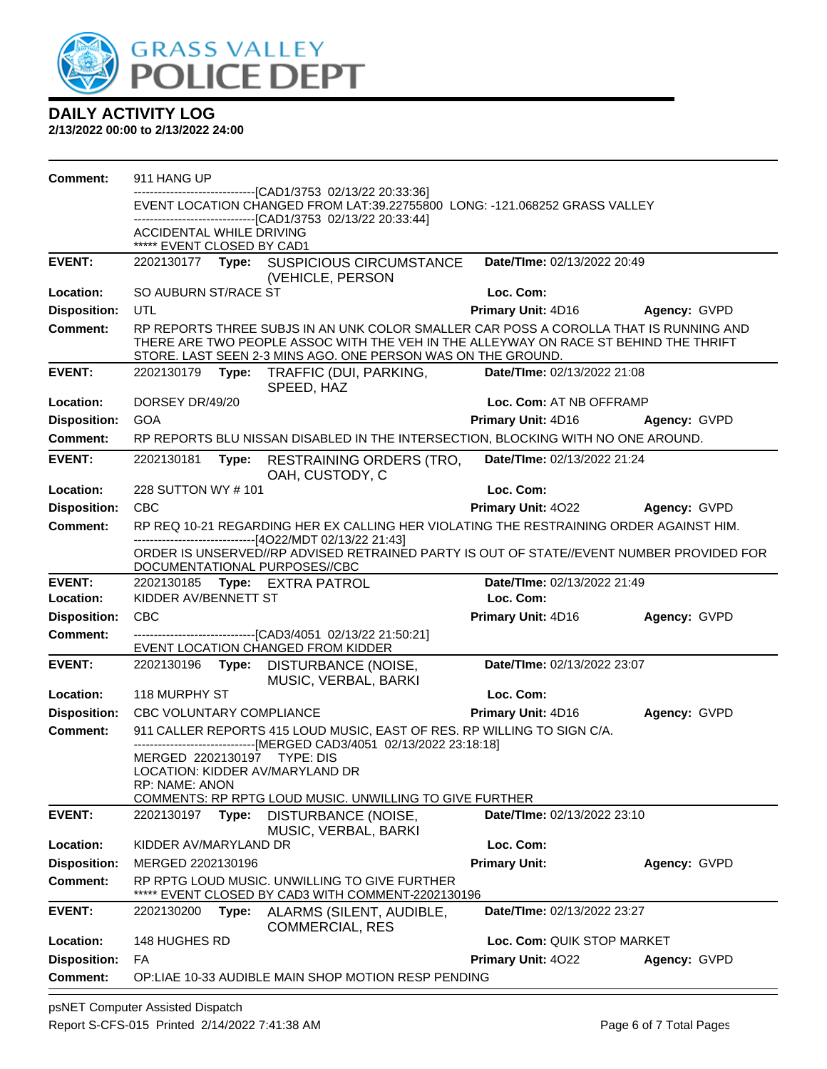# GRASS VALLEY POLICE DEPT

## DAILY ACTIVITY LOG

**2/13/2022 00:00 to 2/13/2022 24:00**

**Comment:** 911 HANG UP
------------------------------[CAD1/3753 02/13/22 20:33:36]
EVENT LOCATION CHANGED FROM LAT:39.22755800 LONG: -121.068252 GRASS VALLEY
------------------------------[CAD1/3753 02/13/22 20:33:44]
ACCIDENTAL WHILE DRIVING
***** EVENT CLOSED BY CAD1

---

**EVENT:** 2202130177 **Type:** SUSPICIOUS CIRCUMSTANCE (VEHICLE, PERSON **Date/TIme:** 02/13/2022 20:49
**Location:** SO AUBURN ST/RACE ST **Loc. Com:**
**Disposition:** UTL **Primary Unit:** 4D16 **Agency:** GVPD
**Comment:** RP REPORTS THREE SUBJS IN AN UNK COLOR SMALLER CAR POSS A COROLLA THAT IS RUNNING AND THERE ARE TWO PEOPLE ASSOC WITH THE VEH IN THE ALLEYWAY ON RACE ST BEHIND THE THRIFT STORE. LAST SEEN 2-3 MINS AGO. ONE PERSON WAS ON THE GROUND.

---

**EVENT:** 2202130179 **Type:** TRAFFIC (DUI, PARKING, SPEED, HAZ **Date/TIme:** 02/13/2022 21:08
**Location:** DORSEY DR/49/20 **Loc. Com:** AT NB OFFRAMP
**Disposition:** GOA **Primary Unit:** 4D16 **Agency:** GVPD
**Comment:** RP REPORTS BLU NISSAN DISABLED IN THE INTERSECTION, BLOCKING WITH NO ONE AROUND.

---

**EVENT:** 2202130181 **Type:** RESTRAINING ORDERS (TRO, OAH, CUSTODY, C **Date/TIme:** 02/13/2022 21:24
**Location:** 228 SUTTON WY # 101 **Loc. Com:**
**Disposition:** CBC **Primary Unit:** 4O22 **Agency:** GVPD
**Comment:** RP REQ 10-21 REGARDING HER EX CALLING HER VIOLATING THE RESTRAINING ORDER AGAINST HIM.
------------------------------[4O22/MDT 02/13/22 21:43]
ORDER IS UNSERVED//RP ADVISED RETRAINED PARTY IS OUT OF STATE//EVENT NUMBER PROVIDED FOR DOCUMENTATIONAL PURPOSES//CBC

---

**EVENT:** 2202130185 **Type:** EXTRA PATROL **Date/TIme:** 02/13/2022 21:49
**Location:** KIDDER AV/BENNETT ST **Loc. Com:**
**Disposition:** CBC **Primary Unit:** 4D16 **Agency:** GVPD
**Comment:** ------------------------------[CAD3/4051 02/13/22 21:50:21]
EVENT LOCATION CHANGED FROM KIDDER

---

**EVENT:** 2202130196 **Type:** DISTURBANCE (NOISE, MUSIC, VERBAL, BARKI **Date/TIme:** 02/13/2022 23:07
**Location:** 118 MURPHY ST **Loc. Com:**
**Disposition:** CBC VOLUNTARY COMPLIANCE **Primary Unit:** 4D16 **Agency:** GVPD
**Comment:** 911 CALLER REPORTS 415 LOUD MUSIC, EAST OF RES. RP WILLING TO SIGN C/A.
------------------------------[MERGED CAD3/4051 02/13/2022 23:18:18]
MERGED 2202130197 TYPE: DIS
LOCATION: KIDDER AV/MARYLAND DR
RP: NAME: ANON
COMMENTS: RP RPTG LOUD MUSIC. UNWILLING TO GIVE FURTHER

---

**EVENT:** 2202130197 **Type:** DISTURBANCE (NOISE, MUSIC, VERBAL, BARKI **Date/TIme:** 02/13/2022 23:10
**Location:** KIDDER AV/MARYLAND DR **Loc. Com:**
**Disposition:** MERGED 2202130196 **Primary Unit:** **Agency:** GVPD
**Comment:** RP RPTG LOUD MUSIC. UNWILLING TO GIVE FURTHER
***** EVENT CLOSED BY CAD3 WITH COMMENT-2202130196

---

**EVENT:** 2202130200 **Type:** ALARMS (SILENT, AUDIBLE, COMMERCIAL, RES **Date/TIme:** 02/13/2022 23:27
**Location:** 148 HUGHES RD **Loc. Com:** QUIK STOP MARKET
**Disposition:** FA **Primary Unit:** 4O22 **Agency:** GVPD
**Comment:** OP:LIAE 10-33 AUDIBLE MAIN SHOP MOTION RESP PENDING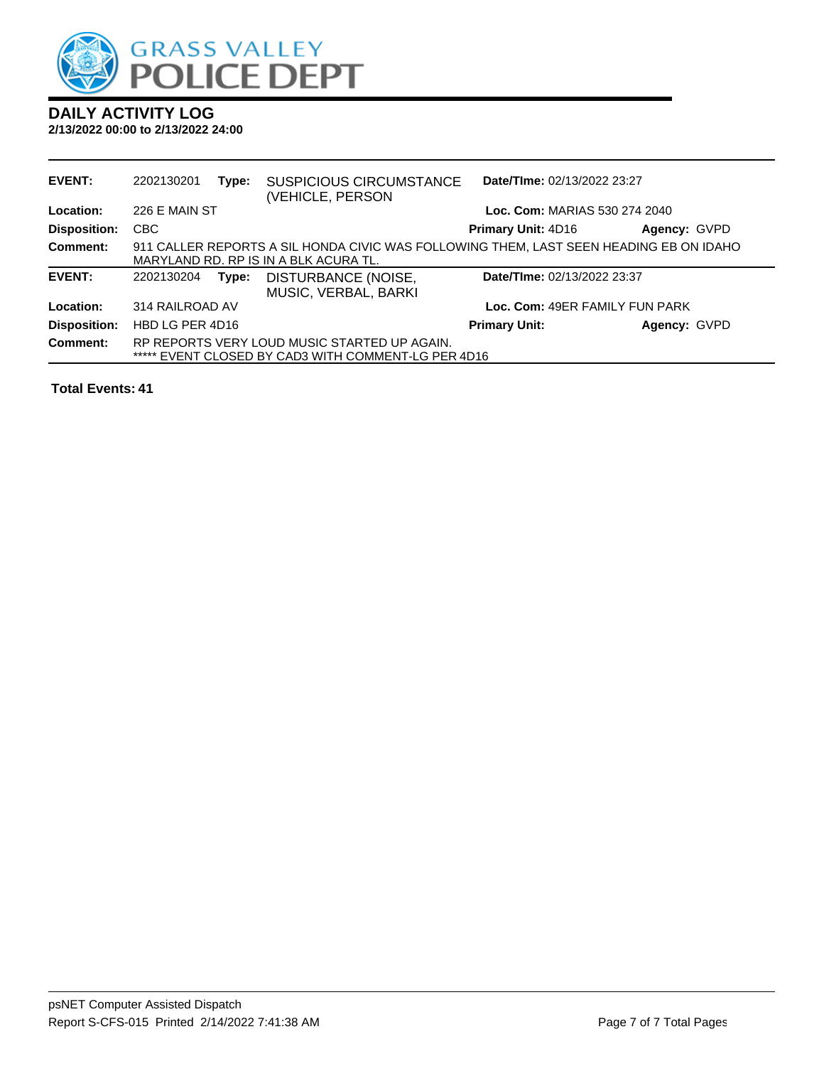GRASS VALLEY POLICE DEPT

## DAILY ACTIVITY LOG

**2/13/2022 00:00 to 2/13/2022 24:00**

| | | | |
|---|---|---|---|
| **EVENT:** 2202130201 | **Type:** SUSPICIOUS CIRCUMSTANCE (VEHICLE, PERSON | **Date/TIme:** 02/13/2022 23:27 | |
| **Location:** 226 E MAIN ST | | **Loc. Com:** MARIAS 530 274 2040 | |
| **Disposition:** CBC | | **Primary Unit:** 4D16 | **Agency:** GVPD |
| **Comment:** 911 CALLER REPORTS A SIL HONDA CIVIC WAS FOLLOWING THEM, LAST SEEN HEADING EB ON IDAHO MARYLAND RD. RP IS IN A BLK ACURA TL. | | | |

| | | | |
|---|---|---|---|
| **EVENT:** 2202130204 | **Type:** DISTURBANCE (NOISE, MUSIC, VERBAL, BARKI | **Date/TIme:** 02/13/2022 23:37 | |
| **Location:** 314 RAILROAD AV | | **Loc. Com:** 49ER FAMILY FUN PARK | |
| **Disposition:** HBD LG PER 4D16 | | **Primary Unit:** | **Agency:** GVPD |
| **Comment:** RP REPORTS VERY LOUD MUSIC STARTED UP AGAIN. ***** EVENT CLOSED BY CAD3 WITH COMMENT-LG PER 4D16 | | | |

**Total Events: 41**

psNET Computer Assisted Dispatch
Report S-CFS-015 Printed 2/14/2022 7:41:38 AM